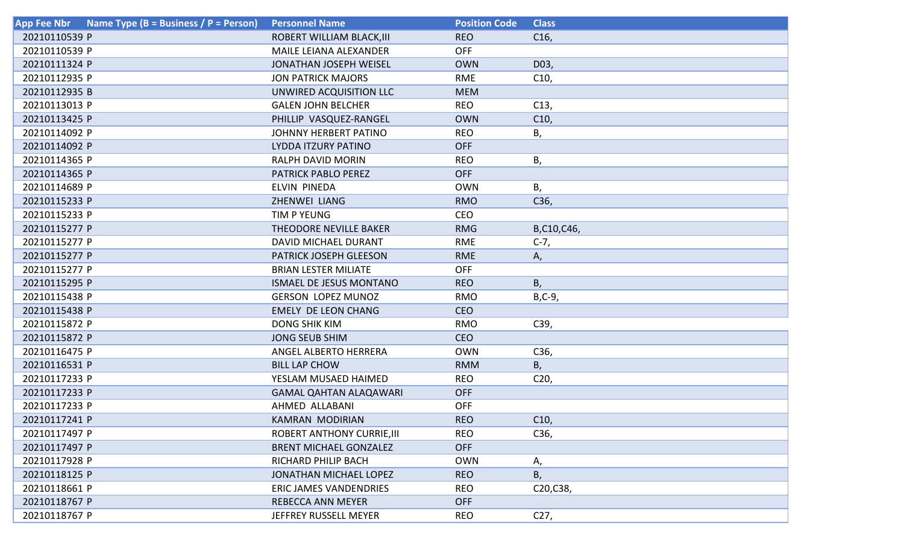| App Fee Nbr | Name Type (B = Business / P = Person) | Personnel Name | Position Code | Class |
|---|---|---|---|---|
| 20210110539 | P | ROBERT WILLIAM BLACK,III | REO | C16, |
| 20210110539 | P | MAILE LEIANA ALEXANDER | OFF | |
| 20210111324 | P | JONATHAN JOSEPH WEISEL | OWN | D03, |
| 20210112935 | P | JON PATRICK MAJORS | RME | C10, |
| 20210112935 | B | UNWIRED ACQUISITION LLC | MEM | |
| 20210113013 | P | GALEN JOHN BELCHER | REO | C13, |
| 20210113425 | P | PHILLIP VASQUEZ-RANGEL | OWN | C10, |
| 20210114092 | P | JOHNNY HERBERT PATINO | REO | B, |
| 20210114092 | P | LYDDA ITZURY PATINO | OFF | |
| 20210114365 | P | RALPH DAVID MORIN | REO | B, |
| 20210114365 | P | PATRICK PABLO PEREZ | OFF | |
| 20210114689 | P | ELVIN PINEDA | OWN | B, |
| 20210115233 | P | ZHENWEI LIANG | RMO | C36, |
| 20210115233 | P | TIM P YEUNG | CEO | |
| 20210115277 | P | THEODORE NEVILLE BAKER | RMG | B,C10,C46, |
| 20210115277 | P | DAVID MICHAEL DURANT | RME | C-7, |
| 20210115277 | P | PATRICK JOSEPH GLEESON | RME | A, |
| 20210115277 | P | BRIAN LESTER MILIATE | OFF | |
| 20210115295 | P | ISMAEL DE JESUS MONTANO | REO | B, |
| 20210115438 | P | GERSON LOPEZ MUNOZ | RMO | B,C-9, |
| 20210115438 | P | EMELY DE LEON CHANG | CEO | |
| 20210115872 | P | DONG SHIK KIM | RMO | C39, |
| 20210115872 | P | JONG SEUB SHIM | CEO | |
| 20210116475 | P | ANGEL ALBERTO HERRERA | OWN | C36, |
| 20210116531 | P | BILL LAP CHOW | RMM | B, |
| 20210117233 | P | YESLAM MUSAED HAIMED | REO | C20, |
| 20210117233 | P | GAMAL QAHTAN ALAQAWARI | OFF | |
| 20210117233 | P | AHMED ALLABANI | OFF | |
| 20210117241 | P | KAMRAN MODIRIAN | REO | C10, |
| 20210117497 | P | ROBERT ANTHONY CURRIE,III | REO | C36, |
| 20210117497 | P | BRENT MICHAEL GONZALEZ | OFF | |
| 20210117928 | P | RICHARD PHILIP BACH | OWN | A, |
| 20210118125 | P | JONATHAN MICHAEL LOPEZ | REO | B, |
| 20210118661 | P | ERIC JAMES VANDENDRIES | REO | C20,C38, |
| 20210118767 | P | REBECCA ANN MEYER | OFF | |
| 20210118767 | P | JEFFREY RUSSELL MEYER | REO | C27, |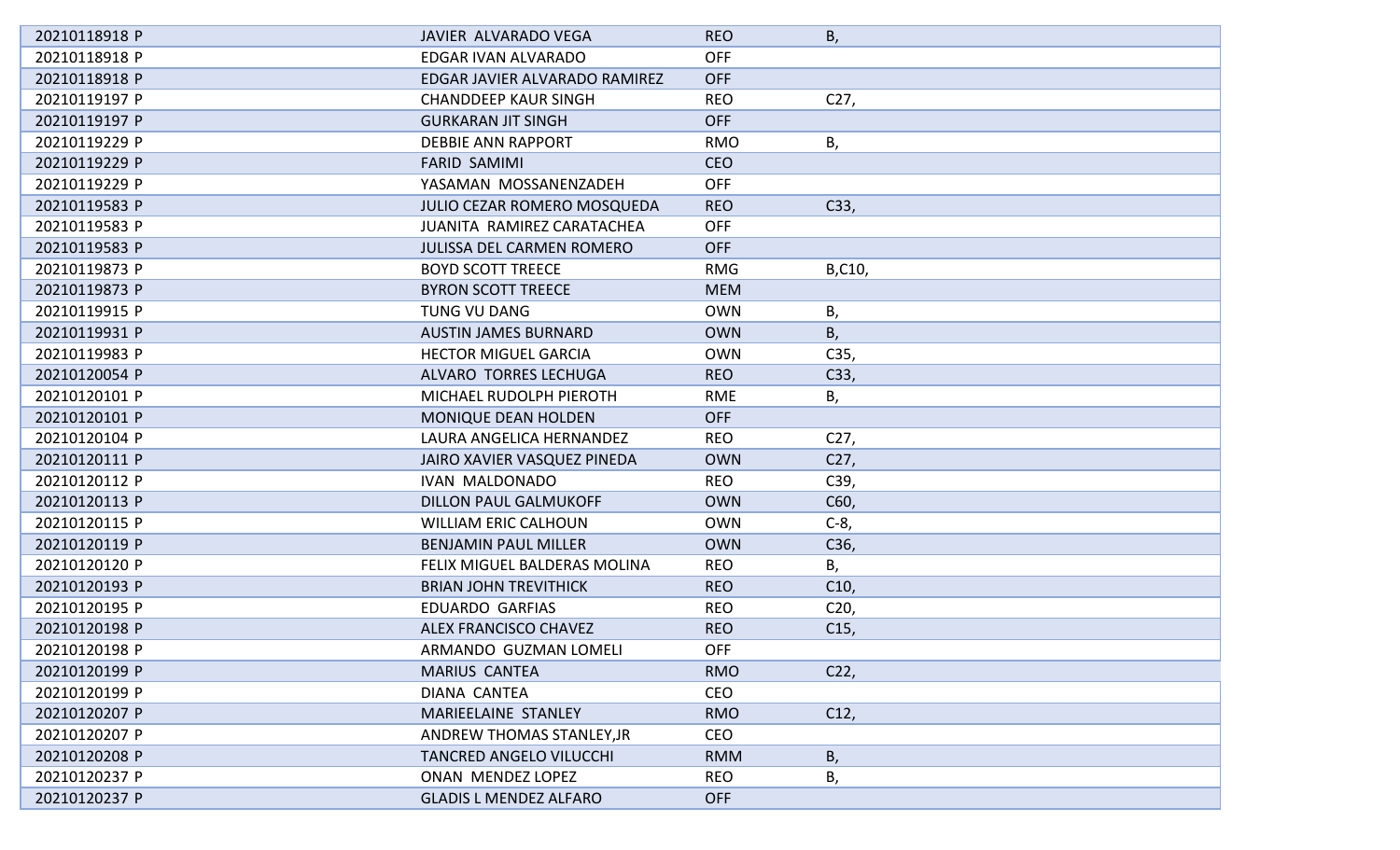| | | | |
|---|---|---|---|
| 20210118918 P | JAVIER ALVARADO VEGA | REO | B, |
| 20210118918 P | EDGAR IVAN ALVARADO | OFF | |
| 20210118918 P | EDGAR JAVIER ALVARADO RAMIREZ | OFF | |
| 20210119197 P | CHANDDEEP KAUR SINGH | REO | C27, |
| 20210119197 P | GURKARAN JIT SINGH | OFF | |
| 20210119229 P | DEBBIE ANN RAPPORT | RMO | B, |
| 20210119229 P | FARID SAMIMI | CEO | |
| 20210119229 P | YASAMAN MOSSANENZADEH | OFF | |
| 20210119583 P | JULIO CEZAR ROMERO MOSQUEDA | REO | C33, |
| 20210119583 P | JUANITA RAMIREZ CARATACHEA | OFF | |
| 20210119583 P | JULISSA DEL CARMEN ROMERO | OFF | |
| 20210119873 P | BOYD SCOTT TREECE | RMG | B,C10, |
| 20210119873 P | BYRON SCOTT TREECE | MEM | |
| 20210119915 P | TUNG VU DANG | OWN | B, |
| 20210119931 P | AUSTIN JAMES BURNARD | OWN | B, |
| 20210119983 P | HECTOR MIGUEL GARCIA | OWN | C35, |
| 20210120054 P | ALVARO TORRES LECHUGA | REO | C33, |
| 20210120101 P | MICHAEL RUDOLPH PIEROTH | RME | B, |
| 20210120101 P | MONIQUE DEAN HOLDEN | OFF | |
| 20210120104 P | LAURA ANGELICA HERNANDEZ | REO | C27, |
| 20210120111 P | JAIRO XAVIER VASQUEZ PINEDA | OWN | C27, |
| 20210120112 P | IVAN MALDONADO | REO | C39, |
| 20210120113 P | DILLON PAUL GALMUKOFF | OWN | C60, |
| 20210120115 P | WILLIAM ERIC CALHOUN | OWN | C-8, |
| 20210120119 P | BENJAMIN PAUL MILLER | OWN | C36, |
| 20210120120 P | FELIX MIGUEL BALDERAS MOLINA | REO | B, |
| 20210120193 P | BRIAN JOHN TREVITHICK | REO | C10, |
| 20210120195 P | EDUARDO GARFIAS | REO | C20, |
| 20210120198 P | ALEX FRANCISCO CHAVEZ | REO | C15, |
| 20210120198 P | ARMANDO GUZMAN LOMELI | OFF | |
| 20210120199 P | MARIUS CANTEA | RMO | C22, |
| 20210120199 P | DIANA CANTEA | CEO | |
| 20210120207 P | MARIEELAINE STANLEY | RMO | C12, |
| 20210120207 P | ANDREW THOMAS STANLEY,JR | CEO | |
| 20210120208 P | TANCRED ANGELO VILUCCHI | RMM | B, |
| 20210120237 P | ONAN MENDEZ LOPEZ | REO | B, |
| 20210120237 P | GLADIS L MENDEZ ALFARO | OFF | |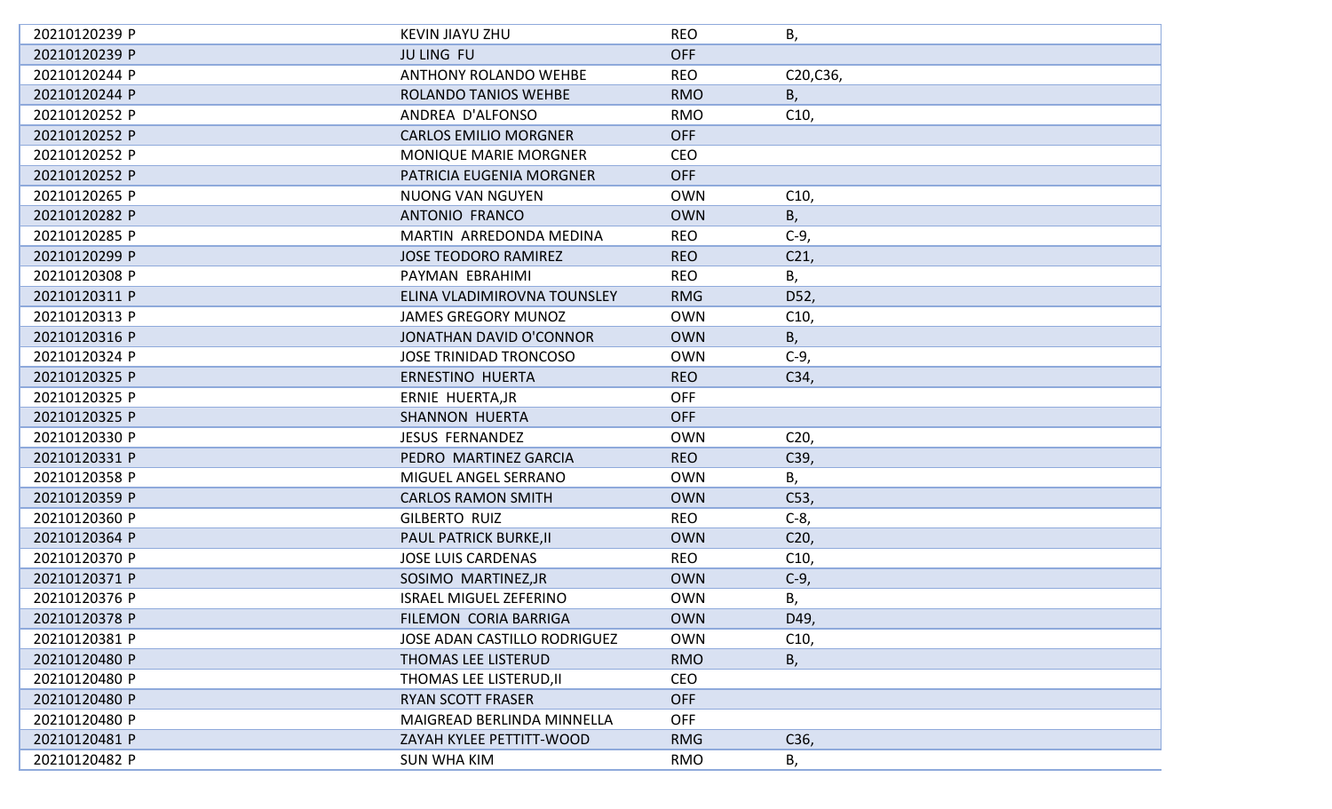| | | | |
|---|---|---|---|
| 20210120239 P | KEVIN JIAYU ZHU | REO | B, |
| 20210120239 P | JU LING FU | OFF | |
| 20210120244 P | ANTHONY ROLANDO WEHBE | REO | C20,C36, |
| 20210120244 P | ROLANDO TANIOS WEHBE | RMO | B, |
| 20210120252 P | ANDREA D'ALFONSO | RMO | C10, |
| 20210120252 P | CARLOS EMILIO MORGNER | OFF | |
| 20210120252 P | MONIQUE MARIE MORGNER | CEO | |
| 20210120252 P | PATRICIA EUGENIA MORGNER | OFF | |
| 20210120265 P | NUONG VAN NGUYEN | OWN | C10, |
| 20210120282 P | ANTONIO FRANCO | OWN | B, |
| 20210120285 P | MARTIN ARREDONDA MEDINA | REO | C-9, |
| 20210120299 P | JOSE TEODORO RAMIREZ | REO | C21, |
| 20210120308 P | PAYMAN EBRAHIMI | REO | B, |
| 20210120311 P | ELINA VLADIMIROVNA TOUNSLEY | RMG | D52, |
| 20210120313 P | JAMES GREGORY MUNOZ | OWN | C10, |
| 20210120316 P | JONATHAN DAVID O'CONNOR | OWN | B, |
| 20210120324 P | JOSE TRINIDAD TRONCOSO | OWN | C-9, |
| 20210120325 P | ERNESTINO HUERTA | REO | C34, |
| 20210120325 P | ERNIE HUERTA,JR | OFF | |
| 20210120325 P | SHANNON HUERTA | OFF | |
| 20210120330 P | JESUS FERNANDEZ | OWN | C20, |
| 20210120331 P | PEDRO MARTINEZ GARCIA | REO | C39, |
| 20210120358 P | MIGUEL ANGEL SERRANO | OWN | B, |
| 20210120359 P | CARLOS RAMON SMITH | OWN | C53, |
| 20210120360 P | GILBERTO RUIZ | REO | C-8, |
| 20210120364 P | PAUL PATRICK BURKE,II | OWN | C20, |
| 20210120370 P | JOSE LUIS CARDENAS | REO | C10, |
| 20210120371 P | SOSIMO MARTINEZ,JR | OWN | C-9, |
| 20210120376 P | ISRAEL MIGUEL ZEFERINO | OWN | B, |
| 20210120378 P | FILEMON CORIA BARRIGA | OWN | D49, |
| 20210120381 P | JOSE ADAN CASTILLO RODRIGUEZ | OWN | C10, |
| 20210120480 P | THOMAS LEE LISTERUD | RMO | B, |
| 20210120480 P | THOMAS LEE LISTERUD,II | CEO | |
| 20210120480 P | RYAN SCOTT FRASER | OFF | |
| 20210120480 P | MAIGREAD BERLINDA MINNELLA | OFF | |
| 20210120481 P | ZAYAH KYLEE PETTITT-WOOD | RMG | C36, |
| 20210120482 P | SUN WHA KIM | RMO | B, |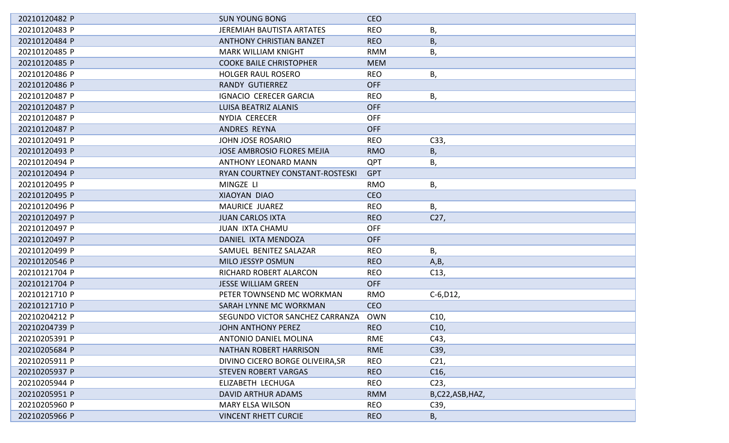| | | | |
|---|---|---|---|
| 20210120482 P | SUN YOUNG BONG | CEO | |
| 20210120483 P | JEREMIAH BAUTISTA ARTATES | REO | B, |
| 20210120484 P | ANTHONY CHRISTIAN BANZET | REO | B, |
| 20210120485 P | MARK WILLIAM KNIGHT | RMM | B, |
| 20210120485 P | COOKE BAILE CHRISTOPHER | MEM | |
| 20210120486 P | HOLGER RAUL ROSERO | REO | B, |
| 20210120486 P | RANDY GUTIERREZ | OFF | |
| 20210120487 P | IGNACIO CERECER GARCIA | REO | B, |
| 20210120487 P | LUISA BEATRIZ ALANIS | OFF | |
| 20210120487 P | NYDIA CERECER | OFF | |
| 20210120487 P | ANDRES REYNA | OFF | |
| 20210120491 P | JOHN JOSE ROSARIO | REO | C33, |
| 20210120493 P | JOSE AMBROSIO FLORES MEJIA | RMO | B, |
| 20210120494 P | ANTHONY LEONARD MANN | QPT | B, |
| 20210120494 P | RYAN COURTNEY CONSTANT-ROSTESKI | GPT | |
| 20210120495 P | MINGZE LI | RMO | B, |
| 20210120495 P | XIAOYAN DIAO | CEO | |
| 20210120496 P | MAURICE JUAREZ | REO | B, |
| 20210120497 P | JUAN CARLOS IXTA | REO | C27, |
| 20210120497 P | JUAN IXTA CHAMU | OFF | |
| 20210120497 P | DANIEL IXTA MENDOZA | OFF | |
| 20210120499 P | SAMUEL BENITEZ SALAZAR | REO | B, |
| 20210120546 P | MILO JESSYP OSMUN | REO | A,B, |
| 20210121704 P | RICHARD ROBERT ALARCON | REO | C13, |
| 20210121704 P | JESSE WILLIAM GREEN | OFF | |
| 20210121710 P | PETER TOWNSEND MC WORKMAN | RMO | C-6,D12, |
| 20210121710 P | SARAH LYNNE MC WORKMAN | CEO | |
| 20210204212 P | SEGUNDO VICTOR SANCHEZ CARRANZA | OWN | C10, |
| 20210204739 P | JOHN ANTHONY PEREZ | REO | C10, |
| 20210205391 P | ANTONIO DANIEL MOLINA | RME | C43, |
| 20210205684 P | NATHAN ROBERT HARRISON | RME | C39, |
| 20210205911 P | DIVINO CICERO BORGE OLIVEIRA,SR | REO | C21, |
| 20210205937 P | STEVEN ROBERT VARGAS | REO | C16, |
| 20210205944 P | ELIZABETH LECHUGA | REO | C23, |
| 20210205951 P | DAVID ARTHUR ADAMS | RMM | B,C22,ASB,HAZ, |
| 20210205960 P | MARY ELSA WILSON | REO | C39, |
| 20210205966 P | VINCENT RHETT CURCIE | REO | B, |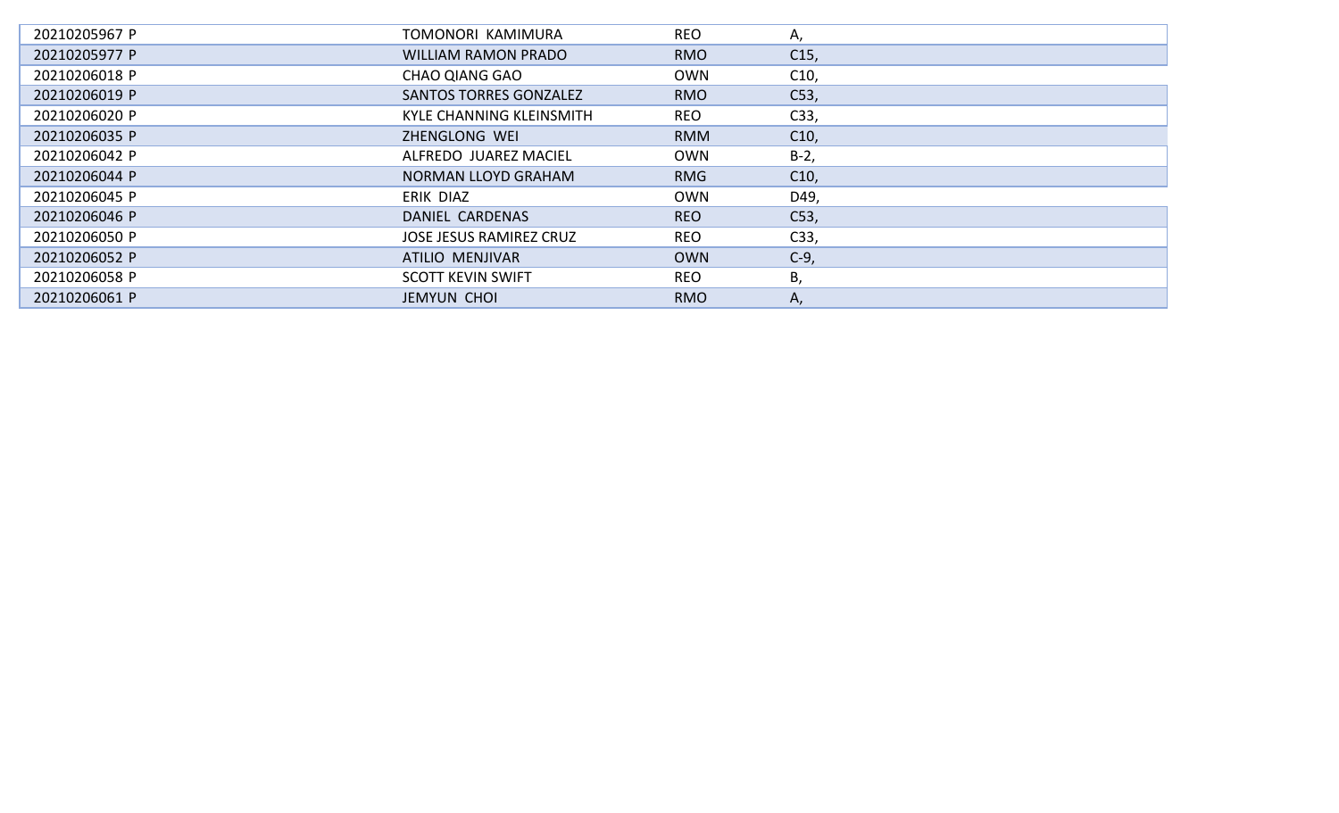| | | | |
|---|---|---|---|
| 20210205967 P | TOMONORI  KAMIMURA | REO | A, |
| 20210205977 P | WILLIAM RAMON PRADO | RMO | C15, |
| 20210206018 P | CHAO QIANG GAO | OWN | C10, |
| 20210206019 P | SANTOS TORRES GONZALEZ | RMO | C53, |
| 20210206020 P | KYLE CHANNING KLEINSMITH | REO | C33, |
| 20210206035 P | ZHENGLONG  WEI | RMM | C10, |
| 20210206042 P | ALFREDO  JUAREZ MACIEL | OWN | B-2, |
| 20210206044 P | NORMAN LLOYD GRAHAM | RMG | C10, |
| 20210206045 P | ERIK  DIAZ | OWN | D49, |
| 20210206046 P | DANIEL  CARDENAS | REO | C53, |
| 20210206050 P | JOSE JESUS RAMIREZ CRUZ | REO | C33, |
| 20210206052 P | ATILIO  MENJIVAR | OWN | C-9, |
| 20210206058 P | SCOTT KEVIN SWIFT | REO | B, |
| 20210206061 P | JEMYUN  CHOI | RMO | A, |